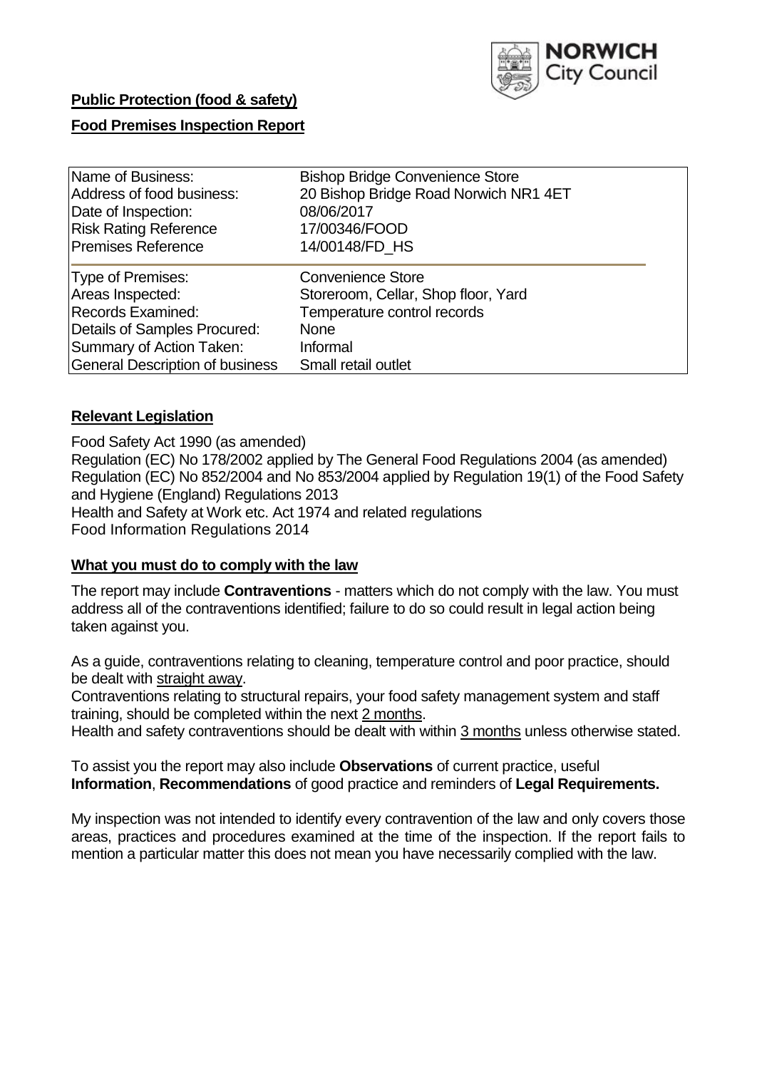NORWICH City Council

**Public Protection (food & safety)**

**Food Premises Inspection Report**

| | |
|---|---|
| Name of Business: | Bishop Bridge Convenience Store |
| Address of food business: | 20 Bishop Bridge Road Norwich NR1 4ET |
| Date of Inspection: | 08/06/2017 |
| Risk Rating Reference | 17/00346/FOOD |
| Premises Reference | 14/00148/FD_HS |
| Type of Premises: | Convenience Store |
| Areas Inspected: | Storeroom, Cellar, Shop floor, Yard |
| Records Examined: | Temperature control records |
| Details of Samples Procured: | None |
| Summary of Action Taken: | Informal |
| General Description of business | Small retail outlet |

## Relevant Legislation

Food Safety Act 1990 (as amended)
Regulation (EC) No 178/2002 applied by The General Food Regulations 2004 (as amended)
Regulation (EC) No 852/2004 and No 853/2004 applied by Regulation 19(1) of the Food Safety and Hygiene (England) Regulations 2013
Health and Safety at Work etc. Act 1974 and related regulations
Food Information Regulations 2014

## What you must do to comply with the law

The report may include **Contraventions** - matters which do not comply with the law. You must address all of the contraventions identified; failure to do so could result in legal action being taken against you.

As a guide, contraventions relating to cleaning, temperature control and poor practice, should be dealt with straight away.
Contraventions relating to structural repairs, your food safety management system and staff training, should be completed within the next 2 months.
Health and safety contraventions should be dealt with within 3 months unless otherwise stated.

To assist you the report may also include **Observations** of current practice, useful **Information**, **Recommendations** of good practice and reminders of **Legal Requirements.**

My inspection was not intended to identify every contravention of the law and only covers those areas, practices and procedures examined at the time of the inspection. If the report fails to mention a particular matter this does not mean you have necessarily complied with the law.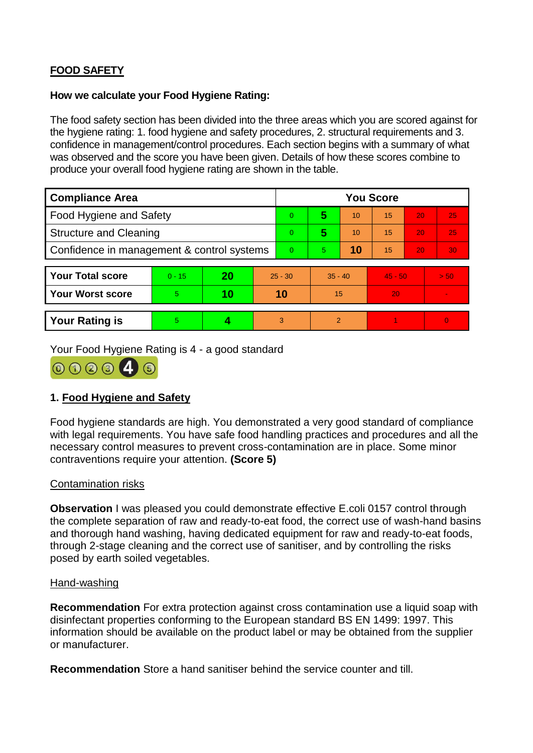## FOOD SAFETY

**How we calculate your Food Hygiene Rating:**

The food safety section has been divided into the three areas which you are scored against for the hygiene rating: 1. food hygiene and safety procedures, 2. structural requirements and 3. confidence in management/control procedures. Each section begins with a summary of what was observed and the score you have been given. Details of how these scores combine to produce your overall food hygiene rating are shown in the table.

| Compliance Area | You Score | | | | | |
|---|---|---|---|---|---|---|
| Food Hygiene and Safety | 0 | **5** | 10 | 15 | 20 | 25 |
| Structure and Cleaning | 0 | **5** | 10 | 15 | 20 | 25 |
| Confidence in management & control systems | 0 | 5 | **10** | 15 | 20 | 30 |

| | | | | | | |
|---|---|---|---|---|---|---|
| **Your Total score** | 0 - 15 | **20** | 25 - 30 | 35 - 40 | 45 - 50 | > 50 |
| **Your Worst score** | 5 | **10** | **10** | 15 | 20 | - |

| | | | | | | |
|---|---|---|---|---|---|---|
| **Your Rating is** | 5 | **4** | 3 | 2 | 1 | 0 |

Your Food Hygiene Rating is 4 - a good standard

### 1. Food Hygiene and Safety

Food hygiene standards are high. You demonstrated a very good standard of compliance with legal requirements. You have safe food handling practices and procedures and all the necessary control measures to prevent cross-contamination are in place. Some minor contraventions require your attention. **(Score 5)**

Contamination risks

**Observation** I was pleased you could demonstrate effective E.coli 0157 control through the complete separation of raw and ready-to-eat food, the correct use of wash-hand basins and thorough hand washing, having dedicated equipment for raw and ready-to-eat foods, through 2-stage cleaning and the correct use of sanitiser, and by controlling the risks posed by earth soiled vegetables.

Hand-washing

**Recommendation** For extra protection against cross contamination use a liquid soap with disinfectant properties conforming to the European standard BS EN 1499: 1997. This information should be available on the product label or may be obtained from the supplier or manufacturer.

**Recommendation** Store a hand sanitiser behind the service counter and till.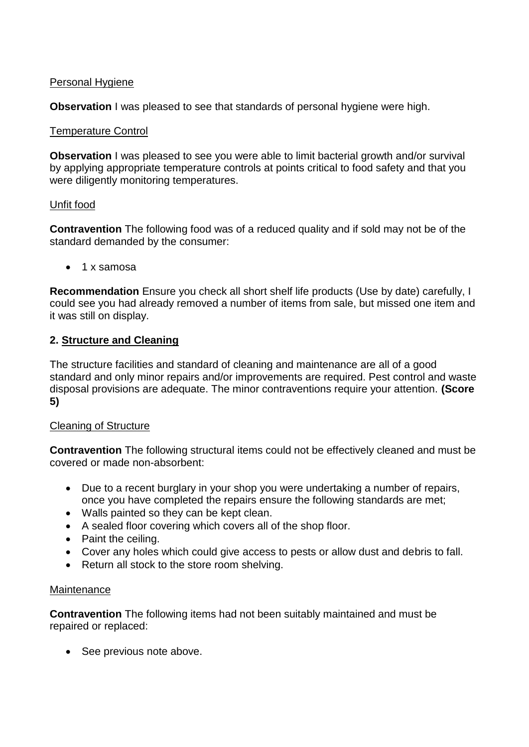Personal Hygiene

**Observation** I was pleased to see that standards of personal hygiene were high.

Temperature Control

**Observation** I was pleased to see you were able to limit bacterial growth and/or survival by applying appropriate temperature controls at points critical to food safety and that you were diligently monitoring temperatures.

Unfit food

**Contravention** The following food was of a reduced quality and if sold may not be of the standard demanded by the consumer:

- 1 x samosa

**Recommendation** Ensure you check all short shelf life products (Use by date) carefully, I could see you had already removed a number of items from sale, but missed one item and it was still on display.

## 2. Structure and Cleaning

The structure facilities and standard of cleaning and maintenance are all of a good standard and only minor repairs and/or improvements are required. Pest control and waste disposal provisions are adequate. The minor contraventions require your attention. **(Score 5)**

Cleaning of Structure

**Contravention** The following structural items could not be effectively cleaned and must be covered or made non-absorbent:

- Due to a recent burglary in your shop you were undertaking a number of repairs, once you have completed the repairs ensure the following standards are met;
- Walls painted so they can be kept clean.
- A sealed floor covering which covers all of the shop floor.
- Paint the ceiling.
- Cover any holes which could give access to pests or allow dust and debris to fall.
- Return all stock to the store room shelving.

Maintenance

**Contravention** The following items had not been suitably maintained and must be repaired or replaced:

- See previous note above.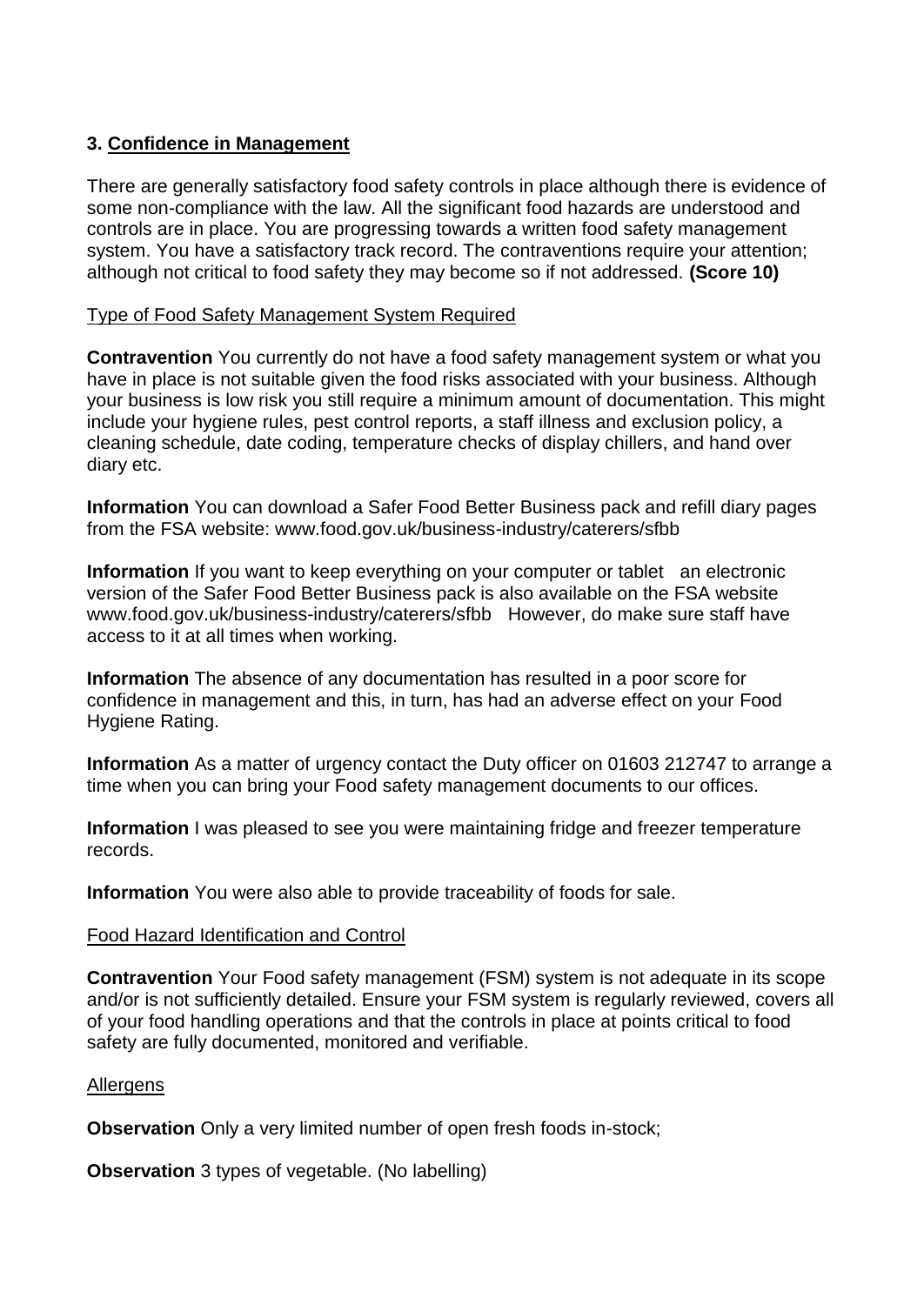### 3. Confidence in Management

There are generally satisfactory food safety controls in place although there is evidence of some non-compliance with the law. All the significant food hazards are understood and controls are in place. You are progressing towards a written food safety management system. You have a satisfactory track record. The contraventions require your attention; although not critical to food safety they may become so if not addressed. **(Score 10)**

Type of Food Safety Management System Required

**Contravention** You currently do not have a food safety management system or what you have in place is not suitable given the food risks associated with your business. Although your business is low risk you still require a minimum amount of documentation. This might include your hygiene rules, pest control reports, a staff illness and exclusion policy, a cleaning schedule, date coding, temperature checks of display chillers, and hand over diary etc.

**Information** You can download a Safer Food Better Business pack and refill diary pages from the FSA website: www.food.gov.uk/business-industry/caterers/sfbb

**Information** If you want to keep everything on your computer or tablet an electronic version of the Safer Food Better Business pack is also available on the FSA website www.food.gov.uk/business-industry/caterers/sfbb However, do make sure staff have access to it at all times when working.

**Information** The absence of any documentation has resulted in a poor score for confidence in management and this, in turn, has had an adverse effect on your Food Hygiene Rating.

**Information** As a matter of urgency contact the Duty officer on 01603 212747 to arrange a time when you can bring your Food safety management documents to our offices.

**Information** I was pleased to see you were maintaining fridge and freezer temperature records.

**Information** You were also able to provide traceability of foods for sale.

Food Hazard Identification and Control

**Contravention** Your Food safety management (FSM) system is not adequate in its scope and/or is not sufficiently detailed. Ensure your FSM system is regularly reviewed, covers all of your food handling operations and that the controls in place at points critical to food safety are fully documented, monitored and verifiable.

Allergens

**Observation** Only a very limited number of open fresh foods in-stock;

**Observation** 3 types of vegetable. (No labelling)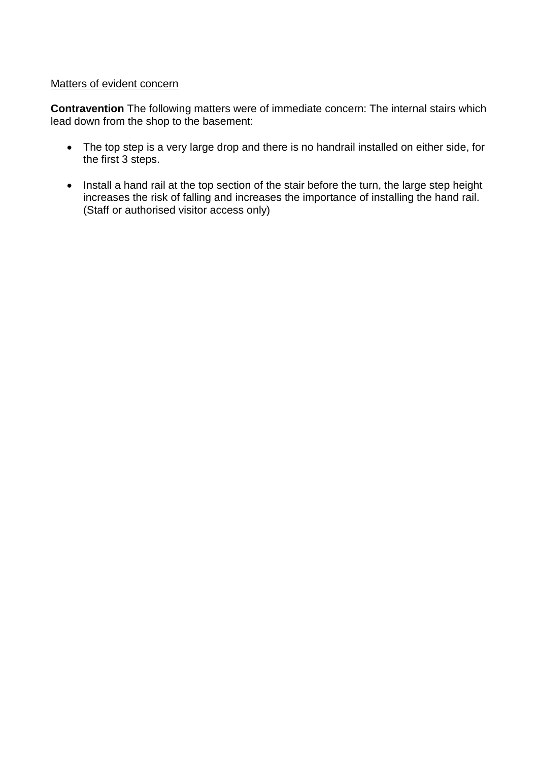Matters of evident concern

**Contravention** The following matters were of immediate concern: The internal stairs which lead down from the shop to the basement:

- The top step is a very large drop and there is no handrail installed on either side, for the first 3 steps.

- Install a hand rail at the top section of the stair before the turn, the large step height increases the risk of falling and increases the importance of installing the hand rail. (Staff or authorised visitor access only)